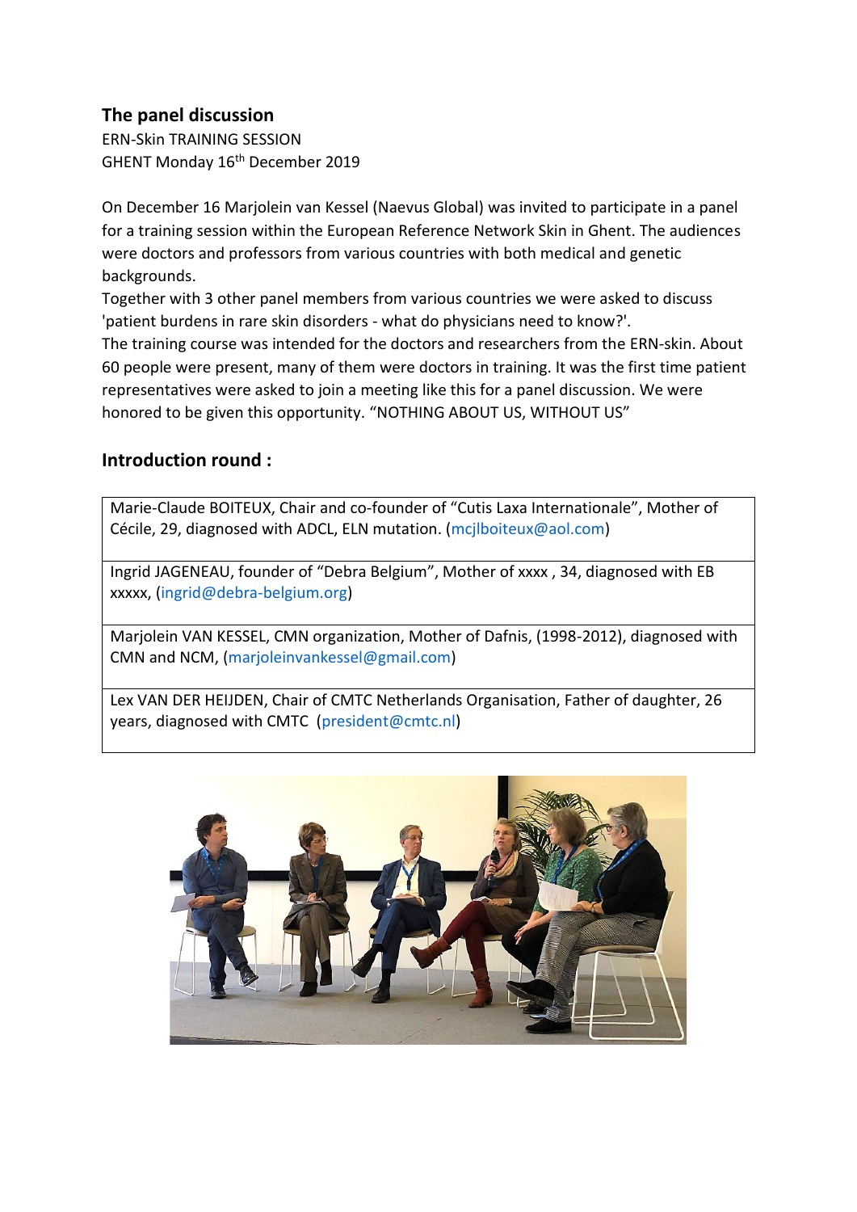## The panel discussion

ERN-Skin TRAINING SESSION

GHENT Monday 16th December 2019

On December 16 Marjolein van Kessel (Naevus Global) was invited to participate in a panel for a training session within the European Reference Network Skin in Ghent. The audiences were doctors and professors from various countries with both medical and genetic backgrounds.
Together with 3 other panel members from various countries we were asked to discuss 'patient burdens in rare skin disorders - what do physicians need to know?'.
The training course was intended for the doctors and researchers from the ERN-skin. About 60 people were present, many of them were doctors in training. It was the first time patient representatives were asked to join a meeting like this for a panel discussion. We were honored to be given this opportunity. "NOTHING ABOUT US, WITHOUT US"

## Introduction round :

| |
|---|
| Marie-Claude BOITEUX, Chair and co-founder of "Cutis Laxa Internationale", Mother of Cécile, 29, diagnosed with ADCL, ELN mutation. (mcjlboiteux@aol.com) |
| Ingrid JAGENEAU, founder of "Debra Belgium", Mother of xxxx , 34, diagnosed with EB xxxxx, (ingrid@debra-belgium.org) |
| Marjolein VAN KESSEL, CMN organization, Mother of Dafnis, (1998-2012), diagnosed with CMN and NCM, (marjoleinvankessel@gmail.com) |
| Lex VAN DER HEIJDEN, Chair of CMTC Netherlands Organisation, Father of daughter, 26 years, diagnosed with CMTC (president@cmtc.nl) |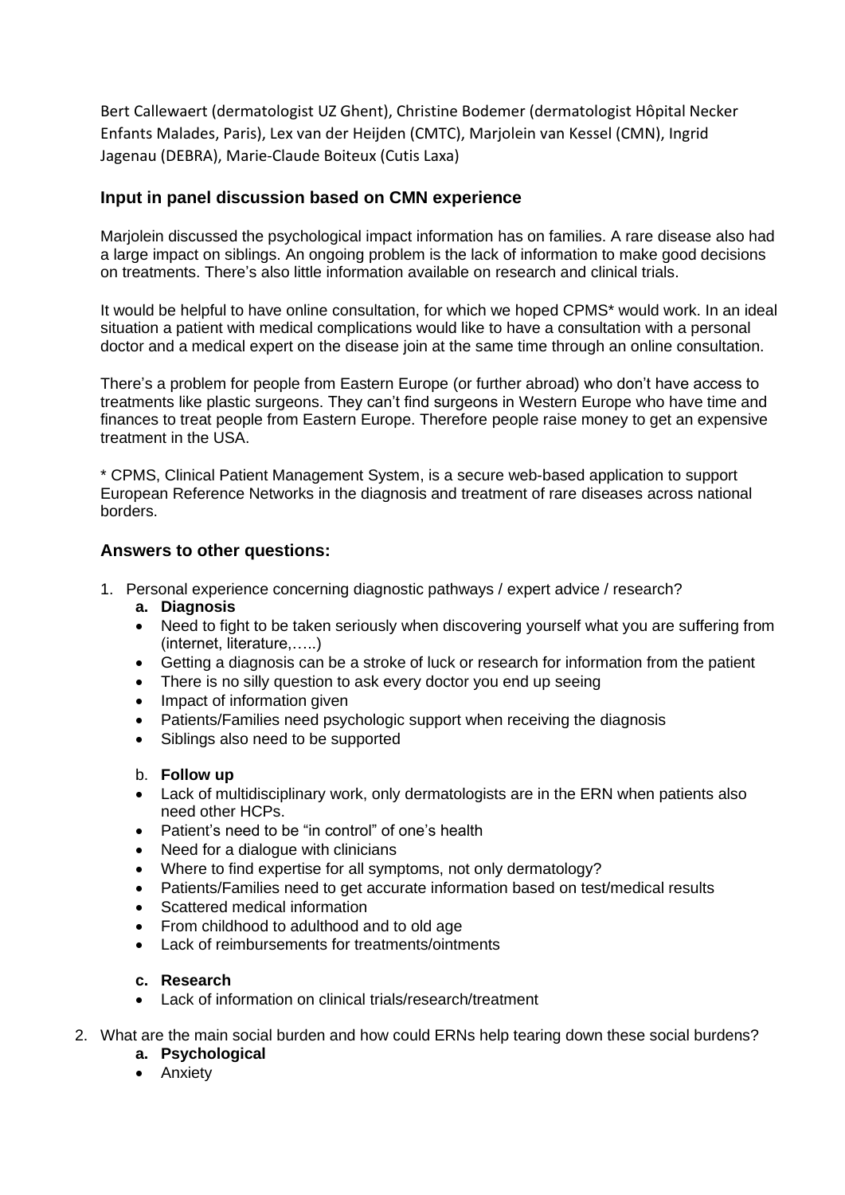Bert Callewaert (dermatologist UZ Ghent), Christine Bodemer (dermatologist Hôpital Necker Enfants Malades, Paris), Lex van der Heijden (CMTC), Marjolein van Kessel (CMN), Ingrid Jagenau (DEBRA), Marie-Claude Boiteux (Cutis Laxa)

### Input in panel discussion based on CMN experience

Marjolein discussed the psychological impact information has on families. A rare disease also had a large impact on siblings. An ongoing problem is the lack of information to make good decisions on treatments. There's also little information available on research and clinical trials.

It would be helpful to have online consultation, for which we hoped CPMS* would work. In an ideal situation a patient with medical complications would like to have a consultation with a personal doctor and a medical expert on the disease join at the same time through an online consultation.

There's a problem for people from Eastern Europe (or further abroad) who don't have access to treatments like plastic surgeons. They can't find surgeons in Western Europe who have time and finances to treat people from Eastern Europe. Therefore people raise money to get an expensive treatment in the USA.

* CPMS, Clinical Patient Management System, is a secure web-based application to support European Reference Networks in the diagnosis and treatment of rare diseases across national borders.

### Answers to other questions:

1. Personal experience concerning diagnostic pathways / expert advice / research?
   a. **Diagnosis**
   - Need to fight to be taken seriously when discovering yourself what you are suffering from (internet, literature,…..)
   - Getting a diagnosis can be a stroke of luck or research for information from the patient
   - There is no silly question to ask every doctor you end up seeing
   - Impact of information given
   - Patients/Families need psychologic support when receiving the diagnosis
   - Siblings also need to be supported

   b. **Follow up**
   - Lack of multidisciplinary work, only dermatologists are in the ERN when patients also need other HCPs.
   - Patient's need to be "in control" of one's health
   - Need for a dialogue with clinicians
   - Where to find expertise for all symptoms, not only dermatology?
   - Patients/Families need to get accurate information based on test/medical results
   - Scattered medical information
   - From childhood to adulthood and to old age
   - Lack of reimbursements for treatments/ointments

   c. **Research**
   - Lack of information on clinical trials/research/treatment

2. What are the main social burden and how could ERNs help tearing down these social burdens?
   a. **Psychological**
   - Anxiety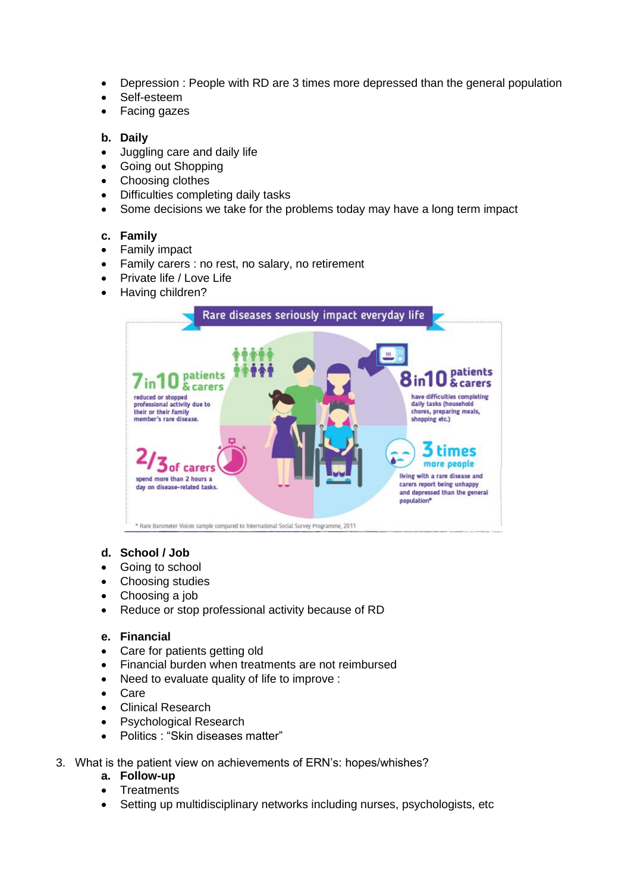- Depression : People with RD are 3 times more depressed than the general population
- Self-esteem
- Facing gazes

**b. Daily**

- Juggling care and daily life
- Going out Shopping
- Choosing clothes
- Difficulties completing daily tasks
- Some decisions we take for the problems today may have a long term impact

**c. Family**

- Family impact
- Family carers : no rest, no salary, no retirement
- Private life / Love Life
- Having children?

**Rare diseases seriously impact everyday life**

**7 in 10 patients & carers** reduced or stopped professional activity due to their or their family member's rare disease.

**8 in 10 patients & carers** have difficulties completing daily tasks (household chores, preparing meals, shopping etc.)

**2/3 of carers** spend more than 2 hours a day on disease-related tasks.

**3 times more people** living with a rare disease and carers report being unhappy and depressed than the general population*

\* Rare Barometer Voices sample compared to International Social Survey Programme, 2011

**d. School / Job**

- Going to school
- Choosing studies
- Choosing a job
- Reduce or stop professional activity because of RD

**e. Financial**

- Care for patients getting old
- Financial burden when treatments are not reimbursed
- Need to evaluate quality of life to improve :
- Care
- Clinical Research
- Psychological Research
- Politics : "Skin diseases matter"

3. What is the patient view on achievements of ERN's: hopes/whishes?

**a. Follow-up**

- Treatments
- Setting up multidisciplinary networks including nurses, psychologists, etc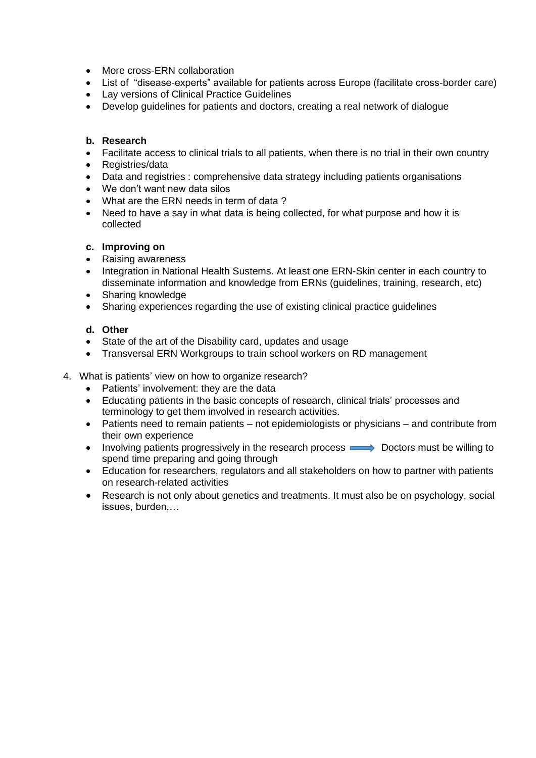- More cross-ERN collaboration
- List of "disease-experts" available for patients across Europe (facilitate cross-border care)
- Lay versions of Clinical Practice Guidelines
- Develop guidelines for patients and doctors, creating a real network of dialogue

**b. Research**

- Facilitate access to clinical trials to all patients, when there is no trial in their own country
- Registries/data
- Data and registries : comprehensive data strategy including patients organisations
- We don't want new data silos
- What are the ERN needs in term of data ?
- Need to have a say in what data is being collected, for what purpose and how it is collected

**c. Improving on**

- Raising awareness
- Integration in National Health Sustems. At least one ERN-Skin center in each country to disseminate information and knowledge from ERNs (guidelines, training, research, etc)
- Sharing knowledge
- Sharing experiences regarding the use of existing clinical practice guidelines

**d. Other**

- State of the art of the Disability card, updates and usage
- Transversal ERN Workgroups to train school workers on RD management

4. What is patients' view on how to organize research?
   - Patients' involvement: they are the data
   - Educating patients in the basic concepts of research, clinical trials' processes and terminology to get them involved in research activities.
   - Patients need to remain patients – not epidemiologists or physicians – and contribute from their own experience
   - Involving patients progressively in the research process → Doctors must be willing to spend time preparing and going through
   - Education for researchers, regulators and all stakeholders on how to partner with patients on research-related activities
   - Research is not only about genetics and treatments. It must also be on psychology, social issues, burden,…